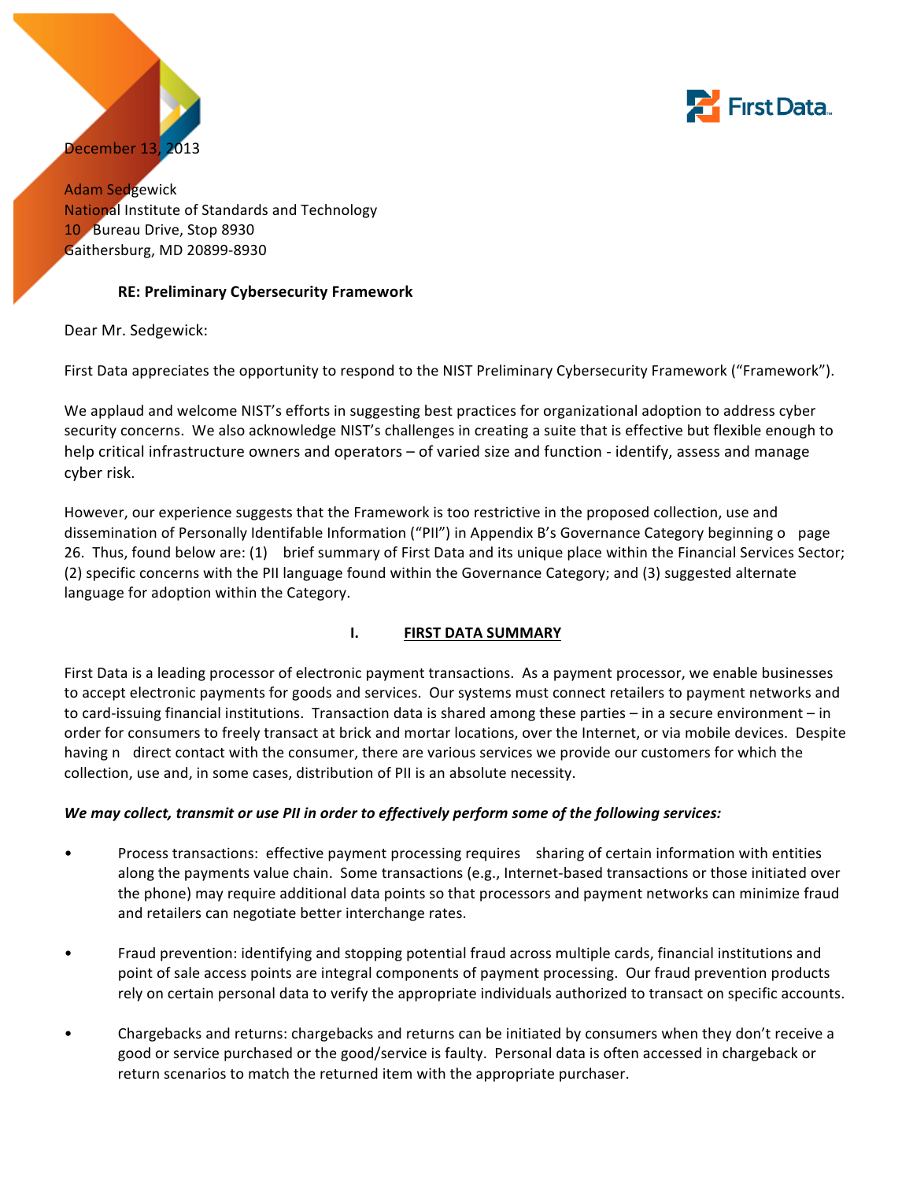December 13, 2013

Adam Sedgewick
National Institute of Standards and Technology
10 Bureau Drive, Stop 8930
Gaithersburg, MD 20899-8930

**RE: Preliminary Cybersecurity Framework**

Dear Mr. Sedgewick:

First Data appreciates the opportunity to respond to the NIST Preliminary Cybersecurity Framework ("Framework").

We applaud and welcome NIST's efforts in suggesting best practices for organizational adoption to address cyber security concerns. We also acknowledge NIST's challenges in creating a suite that is effective but flexible enough to help critical infrastructure owners and operators – of varied size and function - identify, assess and manage cyber risk.

However, our experience suggests that the Framework is too restrictive in the proposed collection, use and dissemination of Personally Identifable Information ("PII") in Appendix B's Governance Category beginning o page 26. Thus, found below are: (1) brief summary of First Data and its unique place within the Financial Services Sector; (2) specific concerns with the PII language found within the Governance Category; and (3) suggested alternate language for adoption within the Category.

## I. FIRST DATA SUMMARY

First Data is a leading processor of electronic payment transactions. As a payment processor, we enable businesses to accept electronic payments for goods and services. Our systems must connect retailers to payment networks and to card-issuing financial institutions. Transaction data is shared among these parties – in a secure environment – in order for consumers to freely transact at brick and mortar locations, over the Internet, or via mobile devices. Despite having n direct contact with the consumer, there are various services we provide our customers for which the collection, use and, in some cases, distribution of PII is an absolute necessity.

***We may collect, transmit or use PII in order to effectively perform some of the following services:***

- Process transactions: effective payment processing requires sharing of certain information with entities along the payments value chain. Some transactions (e.g., Internet-based transactions or those initiated over the phone) may require additional data points so that processors and payment networks can minimize fraud and retailers can negotiate better interchange rates.

- Fraud prevention: identifying and stopping potential fraud across multiple cards, financial institutions and point of sale access points are integral components of payment processing. Our fraud prevention products rely on certain personal data to verify the appropriate individuals authorized to transact on specific accounts.

- Chargebacks and returns: chargebacks and returns can be initiated by consumers when they don't receive a good or service purchased or the good/service is faulty. Personal data is often accessed in chargeback or return scenarios to match the returned item with the appropriate purchaser.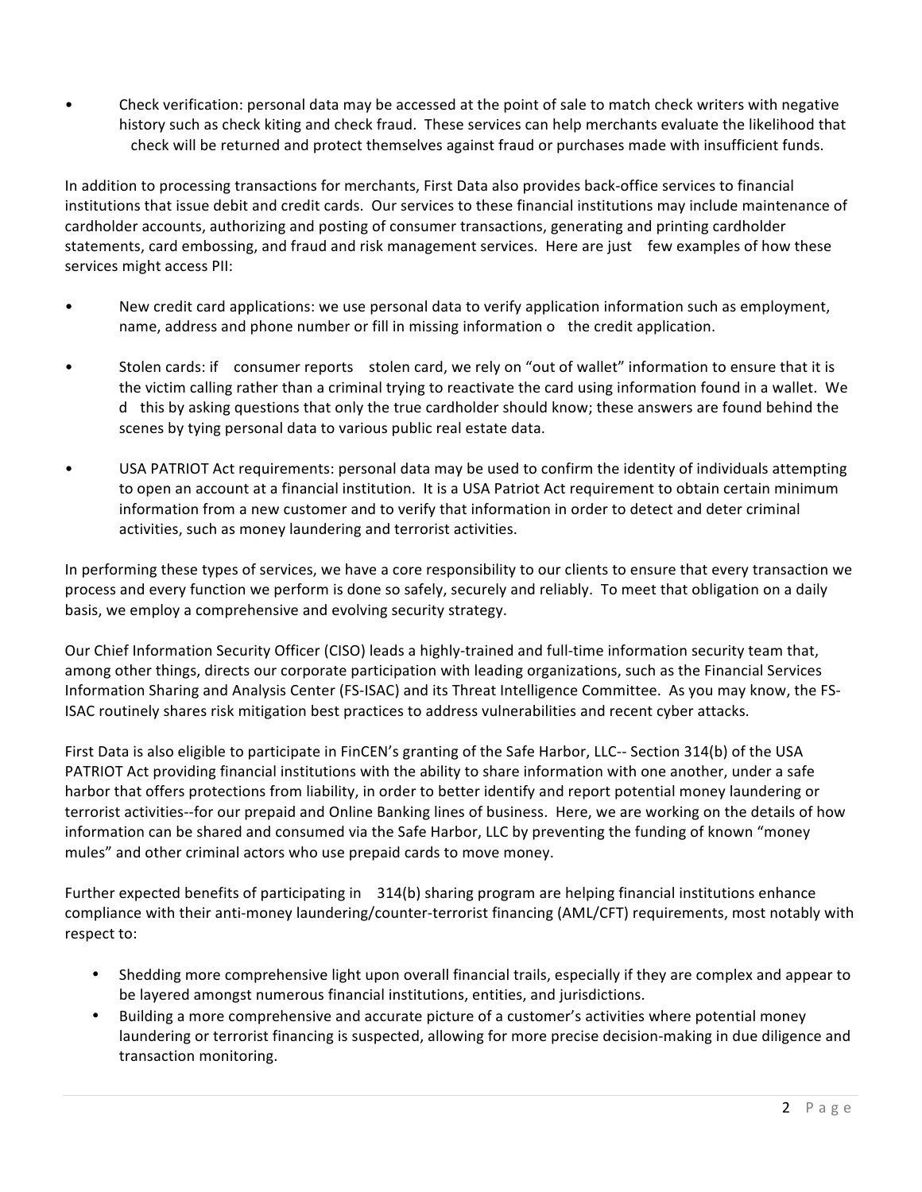- Check verification: personal data may be accessed at the point of sale to match check writers with negative history such as check kiting and check fraud. These services can help merchants evaluate the likelihood that check will be returned and protect themselves against fraud or purchases made with insufficient funds.

In addition to processing transactions for merchants, First Data also provides back-office services to financial institutions that issue debit and credit cards. Our services to these financial institutions may include maintenance of cardholder accounts, authorizing and posting of consumer transactions, generating and printing cardholder statements, card embossing, and fraud and risk management services. Here are just few examples of how these services might access PII:

- New credit card applications: we use personal data to verify application information such as employment, name, address and phone number or fill in missing information o the credit application.

- Stolen cards: if consumer reports stolen card, we rely on "out of wallet" information to ensure that it is the victim calling rather than a criminal trying to reactivate the card using information found in a wallet. We d this by asking questions that only the true cardholder should know; these answers are found behind the scenes by tying personal data to various public real estate data.

- USA PATRIOT Act requirements: personal data may be used to confirm the identity of individuals attempting to open an account at a financial institution. It is a USA Patriot Act requirement to obtain certain minimum information from a new customer and to verify that information in order to detect and deter criminal activities, such as money laundering and terrorist activities.

In performing these types of services, we have a core responsibility to our clients to ensure that every transaction we process and every function we perform is done so safely, securely and reliably. To meet that obligation on a daily basis, we employ a comprehensive and evolving security strategy.

Our Chief Information Security Officer (CISO) leads a highly-trained and full-time information security team that, among other things, directs our corporate participation with leading organizations, such as the Financial Services Information Sharing and Analysis Center (FS-ISAC) and its Threat Intelligence Committee. As you may know, the FS-ISAC routinely shares risk mitigation best practices to address vulnerabilities and recent cyber attacks.

First Data is also eligible to participate in FinCEN's granting of the Safe Harbor, LLC-- Section 314(b) of the USA PATRIOT Act providing financial institutions with the ability to share information with one another, under a safe harbor that offers protections from liability, in order to better identify and report potential money laundering or terrorist activities--for our prepaid and Online Banking lines of business. Here, we are working on the details of how information can be shared and consumed via the Safe Harbor, LLC by preventing the funding of known "money mules" and other criminal actors who use prepaid cards to move money.

Further expected benefits of participating in 314(b) sharing program are helping financial institutions enhance compliance with their anti-money laundering/counter-terrorist financing (AML/CFT) requirements, most notably with respect to:

- Shedding more comprehensive light upon overall financial trails, especially if they are complex and appear to be layered amongst numerous financial institutions, entities, and jurisdictions.
- Building a more comprehensive and accurate picture of a customer's activities where potential money laundering or terrorist financing is suspected, allowing for more precise decision-making in due diligence and transaction monitoring.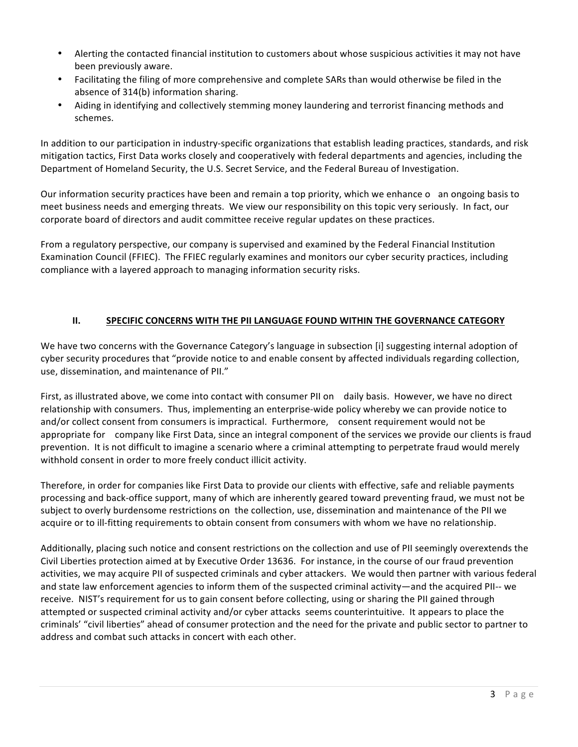- Alerting the contacted financial institution to customers about whose suspicious activities it may not have been previously aware.
- Facilitating the filing of more comprehensive and complete SARs than would otherwise be filed in the absence of 314(b) information sharing.
- Aiding in identifying and collectively stemming money laundering and terrorist financing methods and schemes.

In addition to our participation in industry-specific organizations that establish leading practices, standards, and risk mitigation tactics, First Data works closely and cooperatively with federal departments and agencies, including the Department of Homeland Security, the U.S. Secret Service, and the Federal Bureau of Investigation.

Our information security practices have been and remain a top priority, which we enhance o an ongoing basis to meet business needs and emerging threats. We view our responsibility on this topic very seriously. In fact, our corporate board of directors and audit committee receive regular updates on these practices.

From a regulatory perspective, our company is supervised and examined by the Federal Financial Institution Examination Council (FFIEC). The FFIEC regularly examines and monitors our cyber security practices, including compliance with a layered approach to managing information security risks.

## II. SPECIFIC CONCERNS WITH THE PII LANGUAGE FOUND WITHIN THE GOVERNANCE CATEGORY

We have two concerns with the Governance Category's language in subsection [i] suggesting internal adoption of cyber security procedures that "provide notice to and enable consent by affected individuals regarding collection, use, dissemination, and maintenance of PII."

First, as illustrated above, we come into contact with consumer PII on daily basis. However, we have no direct relationship with consumers. Thus, implementing an enterprise-wide policy whereby we can provide notice to and/or collect consent from consumers is impractical. Furthermore, consent requirement would not be appropriate for company like First Data, since an integral component of the services we provide our clients is fraud prevention. It is not difficult to imagine a scenario where a criminal attempting to perpetrate fraud would merely withhold consent in order to more freely conduct illicit activity.

Therefore, in order for companies like First Data to provide our clients with effective, safe and reliable payments processing and back-office support, many of which are inherently geared toward preventing fraud, we must not be subject to overly burdensome restrictions on the collection, use, dissemination and maintenance of the PII we acquire or to ill-fitting requirements to obtain consent from consumers with whom we have no relationship.

Additionally, placing such notice and consent restrictions on the collection and use of PII seemingly overextends the Civil Liberties protection aimed at by Executive Order 13636. For instance, in the course of our fraud prevention activities, we may acquire PII of suspected criminals and cyber attackers. We would then partner with various federal and state law enforcement agencies to inform them of the suspected criminal activity—and the acquired PII-- we receive. NIST's requirement for us to gain consent before collecting, using or sharing the PII gained through attempted or suspected criminal activity and/or cyber attacks seems counterintuitive. It appears to place the criminals' "civil liberties" ahead of consumer protection and the need for the private and public sector to partner to address and combat such attacks in concert with each other.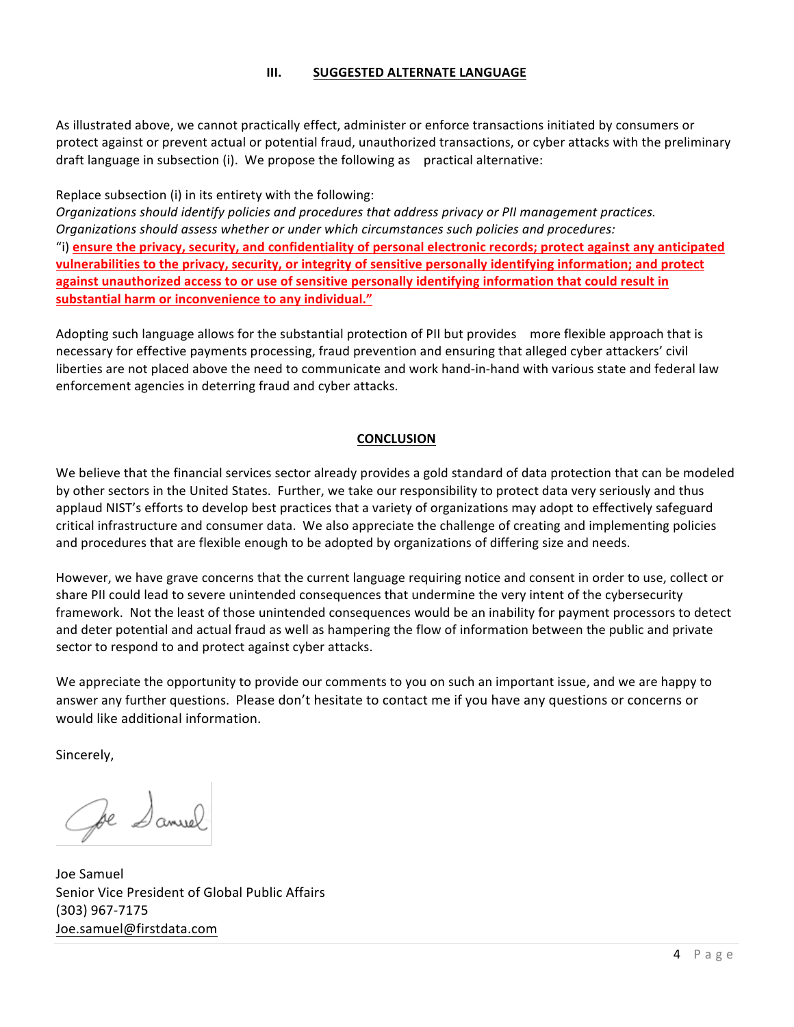### III. SUGGESTED ALTERNATE LANGUAGE

As illustrated above, we cannot practically effect, administer or enforce transactions initiated by consumers or protect against or prevent actual or potential fraud, unauthorized transactions, or cyber attacks with the preliminary draft language in subsection (i). We propose the following as practical alternative:

Replace subsection (i) in its entirety with the following:
*Organizations should identify policies and procedures that address privacy or PII management practices. Organizations should assess whether or under which circumstances such policies and procedures:*
"i) **ensure the privacy, security, and confidentiality of personal electronic records; protect against any anticipated vulnerabilities to the privacy, security, or integrity of sensitive personally identifying information; and protect against unauthorized access to or use of sensitive personally identifying information that could result in substantial harm or inconvenience to any individual."**

Adopting such language allows for the substantial protection of PII but provides more flexible approach that is necessary for effective payments processing, fraud prevention and ensuring that alleged cyber attackers' civil liberties are not placed above the need to communicate and work hand-in-hand with various state and federal law enforcement agencies in deterring fraud and cyber attacks.

### CONCLUSION

We believe that the financial services sector already provides a gold standard of data protection that can be modeled by other sectors in the United States. Further, we take our responsibility to protect data very seriously and thus applaud NIST's efforts to develop best practices that a variety of organizations may adopt to effectively safeguard critical infrastructure and consumer data. We also appreciate the challenge of creating and implementing policies and procedures that are flexible enough to be adopted by organizations of differing size and needs.

However, we have grave concerns that the current language requiring notice and consent in order to use, collect or share PII could lead to severe unintended consequences that undermine the very intent of the cybersecurity framework. Not the least of those unintended consequences would be an inability for payment processors to detect and deter potential and actual fraud as well as hampering the flow of information between the public and private sector to respond to and protect against cyber attacks.

We appreciate the opportunity to provide our comments to you on such an important issue, and we are happy to answer any further questions. Please don't hesitate to contact me if you have any questions or concerns or would like additional information.

Sincerely,

Joe Samuel

Joe Samuel
Senior Vice President of Global Public Affairs
(303) 967-7175
Joe.samuel@firstdata.com